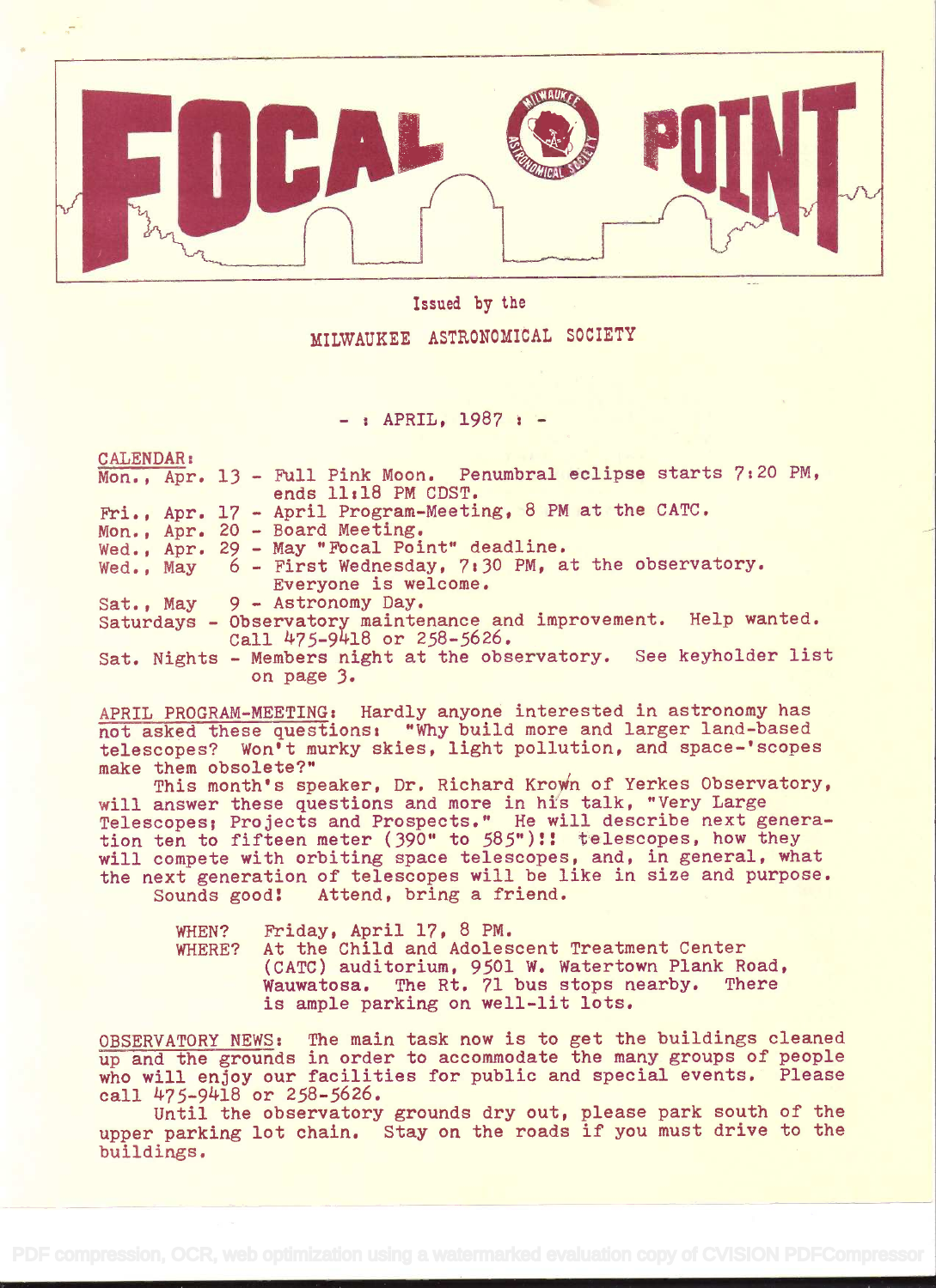# FOCAL POINT

Issued by the

MILWAUKEE ASTRONOMICAL SOCIETY

- : APRIL, 1987 : -

CALENDAR:

Mon., Apr. 13 - Full Pink Moon. Penumbral eclipse starts 7:20 PM, ends 11:18 PM CDST.
Fri., Apr. 17 - April Program-Meeting, 8 PM at the CATC.
Mon., Apr. 20 - Board Meeting.
Wed., Apr. 29 - May "Focal Point" deadline.
Wed., May 6 - First Wednesday, 7:30 PM, at the observatory. Everyone is welcome.
Sat., May 9 - Astronomy Day.
Saturdays - Observatory maintenance and improvement. Help wanted. Call 475-9418 or 258-5626.
Sat. Nights - Members night at the observatory. See keyholder list on page 3.

APRIL PROGRAM-MEETING: Hardly anyone interested in astronomy has not asked these questions: "Why build more and larger land-based telescopes? Won't murky skies, light pollution, and space-'scopes make them obsolete?"

This month's speaker, Dr. Richard Krown of Yerkes Observatory, will answer these questions and more in his talk, "Very Large Telescopes; Projects and Prospects." He will describe next generation ten to fifteen meter (390" to 585")!! telescopes, how they will compete with orbiting space telescopes, and, in general, what the next generation of telescopes will be like in size and purpose. Sounds good! Attend, bring a friend.

WHEN? Friday, April 17, 8 PM.
WHERE? At the Child and Adolescent Treatment Center (CATC) auditorium, 9501 W. Watertown Plank Road, Wauwatosa. The Rt. 71 bus stops nearby. There is ample parking on well-lit lots.

OBSERVATORY NEWS: The main task now is to get the buildings cleaned up and the grounds in order to accommodate the many groups of people who will enjoy our facilities for public and special events. Please call 475-9418 or 258-5626.

Until the observatory grounds dry out, please park south of the upper parking lot chain. Stay on the roads if you must drive to the buildings.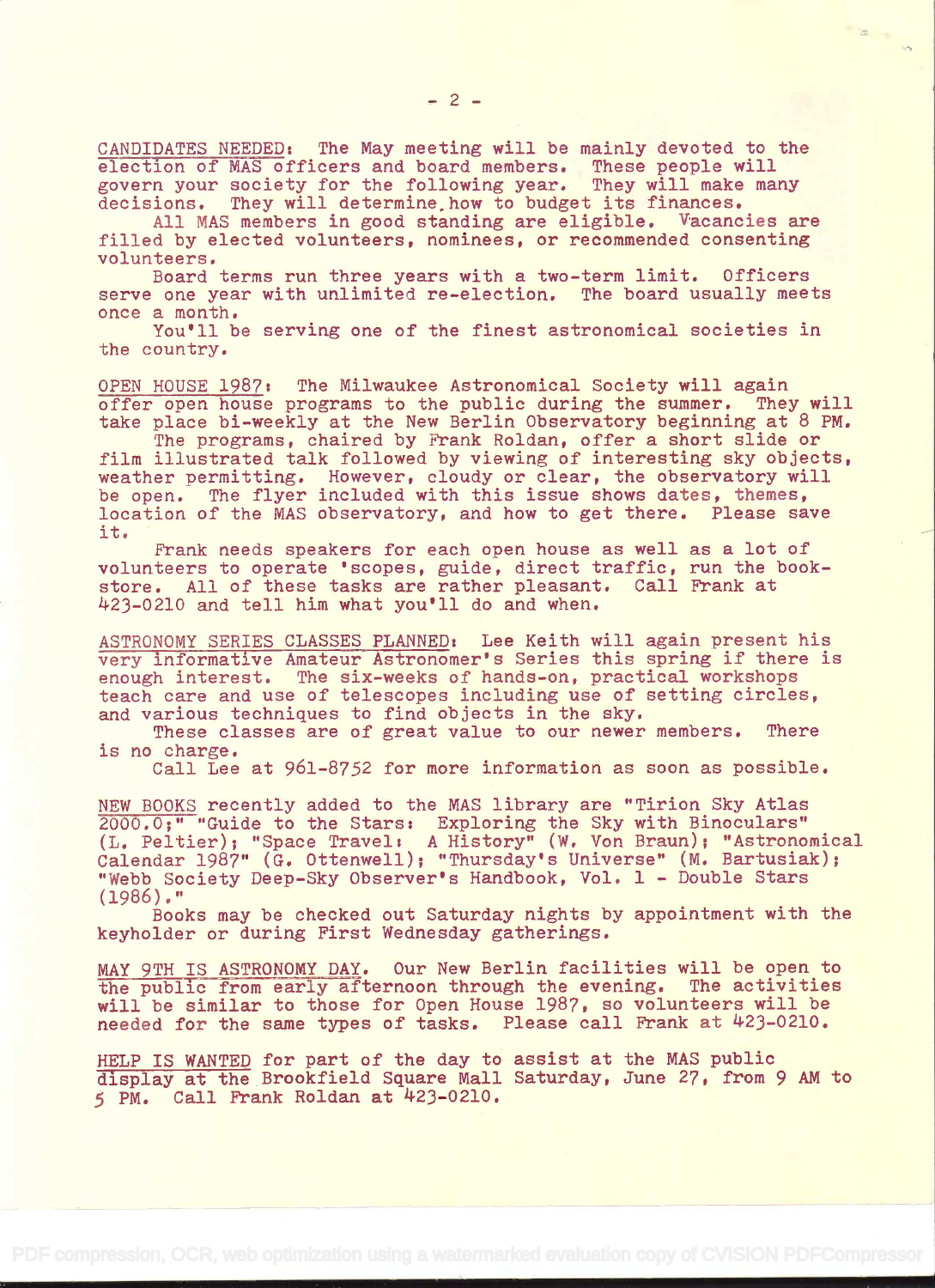CANDIDATES NEEDED: The May meeting will be mainly devoted to the election of MAS officers and board members. These people will govern your society for the following year. They will make many decisions. They will determine how to budget its finances.

All MAS members in good standing are eligible. Vacancies are filled by elected volunteers, nominees, or recommended consenting volunteers.

Board terms run three years with a two-term limit. Officers serve one year with unlimited re-election. The board usually meets once a month.

You'll be serving one of the finest astronomical societies in the country.

OPEN HOUSE 1987: The Milwaukee Astronomical Society will again offer open house programs to the public during the summer. They will take place bi-weekly at the New Berlin Observatory beginning at 8 PM.

The programs, chaired by Frank Roldan, offer a short slide or film illustrated talk followed by viewing of interesting sky objects, weather permitting. However, cloudy or clear, the observatory will be open. The flyer included with this issue shows dates, themes, location of the MAS observatory, and how to get there. Please save it.

Frank needs speakers for each open house as well as a lot of volunteers to operate 'scopes, guide, direct traffic, run the bookstore. All of these tasks are rather pleasant. Call Frank at 423-0210 and tell him what you'll do and when.

ASTRONOMY SERIES CLASSES PLANNED: Lee Keith will again present his very informative Amateur Astronomer's Series this spring if there is enough interest. The six-weeks of hands-on, practical workshops teach care and use of telescopes including use of setting circles, and various techniques to find objects in the sky.

These classes are of great value to our newer members. There is no charge.

Call Lee at 961-8752 for more information as soon as possible.

NEW BOOKS recently added to the MAS library are "Tirion Sky Atlas 2000.0;" "Guide to the Stars: Exploring the Sky with Binoculars" (L. Peltier); "Space Travel: A History" (W. Von Braun); "Astronomical Calendar 1987" (G. Ottenwell); "Thursday's Universe" (M. Bartusiak); "Webb Society Deep-Sky Observer's Handbook, Vol. 1 - Double Stars (1986)."

Books may be checked out Saturday nights by appointment with the keyholder or during First Wednesday gatherings.

MAY 9TH IS ASTRONOMY DAY. Our New Berlin facilities will be open to the public from early afternoon through the evening. The activities will be similar to those for Open House 1987, so volunteers will be needed for the same types of tasks. Please call Frank at 423-0210.

HELP IS WANTED for part of the day to assist at the MAS public display at the Brookfield Square Mall Saturday, June 27, from 9 AM to 5 PM. Call Frank Roldan at 423-0210.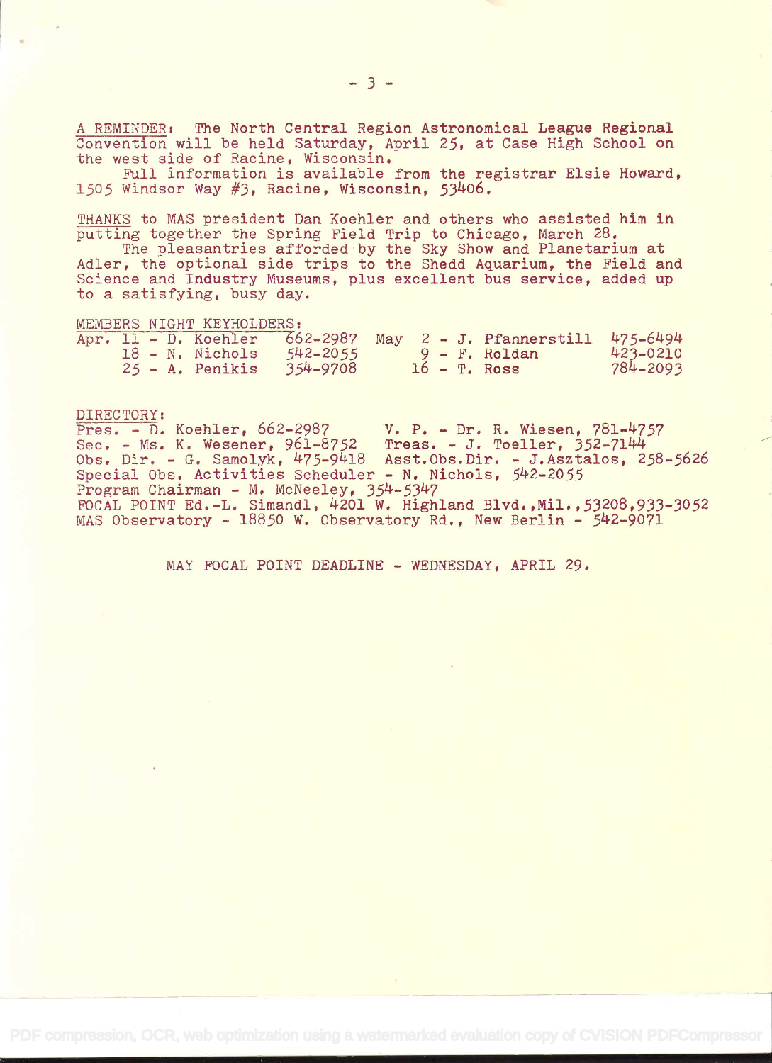A REMINDER: The North Central Region Astronomical League Regional Convention will be held Saturday, April 25, at Case High School on the west side of Racine, Wisconsin.

Full information is available from the registrar Elsie Howard, 1505 Windsor Way #3, Racine, Wisconsin, 53406.

THANKS to MAS president Dan Koehler and others who assisted him in putting together the Spring Field Trip to Chicago, March 28.

The pleasantries afforded by the Sky Show and Planetarium at Adler, the optional side trips to the Shedd Aquarium, the Field and Science and Industry Museums, plus excellent bus service, added up to a satisfying, busy day.

MEMBERS NIGHT KEYHOLDERS:

| | | | | | |
|---|---|---|---|---|---|
| Apr. 11 - D. Koehler | 662-2987 | May | 2 - J. Pfannerstill | 475-6494 |
| 18 - N. Nichols | 542-2055 | | 9 - F. Roldan | 423-0210 |
| 25 - A. Penikis | 354-9708 | | 16 - T. Ross | 784-2093 |

DIRECTORY:

Pres. - D. Koehler, 662-2987 V. P. - Dr. R. Wiesen, 781-4757
Sec. - Ms. K. Wesener, 961-8752 Treas. - J. Toeller, 352-7144
Obs. Dir. - G. Samolyk, 475-9418 Asst.Obs.Dir. - J.Asztalos, 258-5626
Special Obs. Activities Scheduler - N. Nichols, 542-2055
Program Chairman - M. McNeeley, 354-5347
FOCAL POINT Ed.-L. Simandl, 4201 W. Highland Blvd.,Mil.,53208,933-3052
MAS Observatory - 18850 W. Observatory Rd., New Berlin - 542-9071

MAY FOCAL POINT DEADLINE - WEDNESDAY, APRIL 29.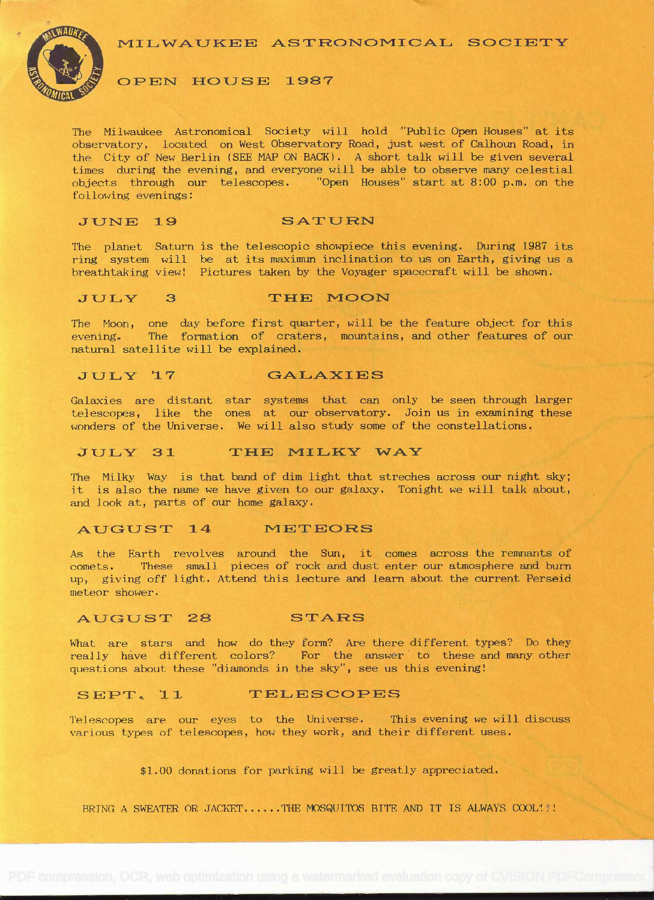# MILWAUKEE ASTRONOMICAL SOCIETY

## OPEN HOUSE 1987

The Milwaukee Astronomical Society will hold "Public Open Houses" at its observatory, located on West Observatory Road, just west of Calhoun Road, in the City of New Berlin (SEE MAP ON BACK). A short talk will be given several times during the evening, and everyone will be able to observe many celestial objects through our telescopes. "Open Houses" start at 8:00 p.m. on the following evenings:

### JUNE 19 — SATURN

The planet Saturn is the telescopic showpiece this evening. During 1987 its ring system will be at its maximun inclination to us on Earth, giving us a breathtaking view! Pictures taken by the Voyager spacecraft will be shown.

### JULY 3 — THE MOON

The Moon, one day before first quarter, will be the feature object for this evening. The formation of craters, mountains, and other features of our natural satellite will be explained.

### JULY 17 — GALAXIES

Galaxies are distant star systems that can only be seen through larger telescopes, like the ones at our observatory. Join us in examining these wonders of the Universe. We will also study some of the constellations.

### JULY 31 — THE MILKY WAY

The Milky Way is that band of dim light that streches across our night sky; it is also the name we have given to our galaxy. Tonight we will talk about, and look at, parts of our home galaxy.

### AUGUST 14 — METEORS

As the Earth revolves around the Sun, it comes across the remnants of comets. These small pieces of rock and dust enter our atmosphere and burn up, giving off light. Attend this lecture and learn about the current Perseid meteor shower.

### AUGUST 28 — STARS

What are stars and how do they form? Are there different types? Do they really have different colors? For the answer to these and many other questions about these "diamonds in the sky", see us this evening!

### SEPT. 11 — TELESCOPES

Telescopes are our eyes to the Universe. This evening we will discuss various types of telescopes, how they work, and their different uses.

$1.00 donations for parking will be greatly appreciated.

BRING A SWEATER OR JACKET......THE MOSQUITOS BITE AND IT IS ALWAYS COOL!!!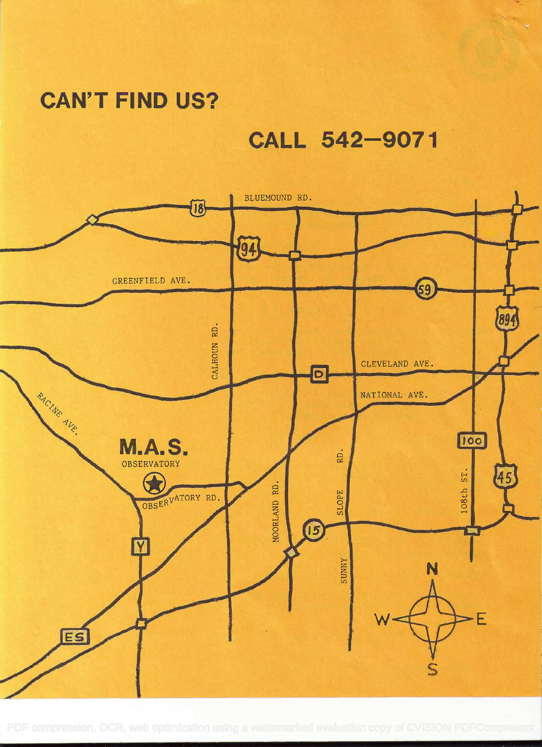# CAN'T FIND US?

## CALL 542–9071

BLUEMOUND RD.

18

94

GREENFIELD AVE.

59

894

CALHOUN RD.

D

CLEVELAND AVE.

NATIONAL AVE.

RACINE AVE.

M.A.S.

OBSERVATORY

OBSERVATORY RD.

100

45

MOORLAND RD.

SUNNY SLOPE RD.

108th ST.

15

Y

ES

N

W

E

S